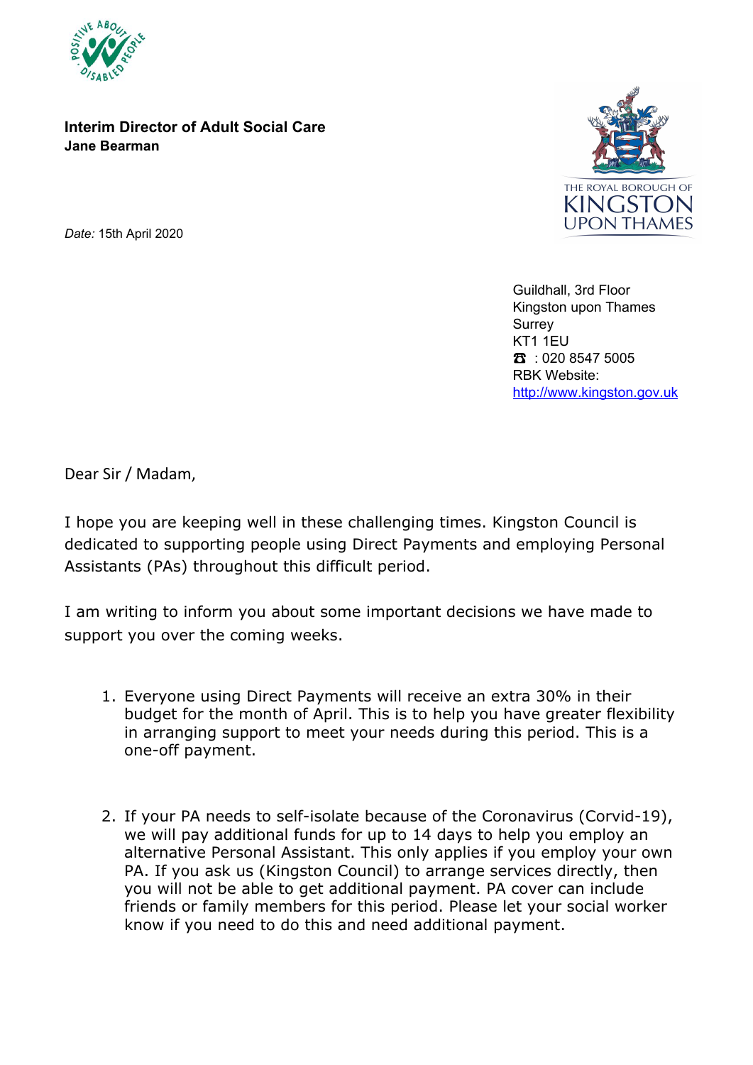**Interim Director of Adult Social Care**
**Jane Bearman**

*Date:* 15th April 2020

Guildhall, 3rd Floor
Kingston upon Thames
Surrey
KT1 1EU
☎ : 020 8547 5005
RBK Website:
http://www.kingston.gov.uk

Dear Sir / Madam,

I hope you are keeping well in these challenging times. Kingston Council is dedicated to supporting people using Direct Payments and employing Personal Assistants (PAs) throughout this difficult period.

I am writing to inform you about some important decisions we have made to support you over the coming weeks.

1. Everyone using Direct Payments will receive an extra 30% in their budget for the month of April. This is to help you have greater flexibility in arranging support to meet your needs during this period. This is a one-off payment.

2. If your PA needs to self-isolate because of the Coronavirus (Corvid-19), we will pay additional funds for up to 14 days to help you employ an alternative Personal Assistant. This only applies if you employ your own PA. If you ask us (Kingston Council) to arrange services directly, then you will not be able to get additional payment. PA cover can include friends or family members for this period. Please let your social worker know if you need to do this and need additional payment.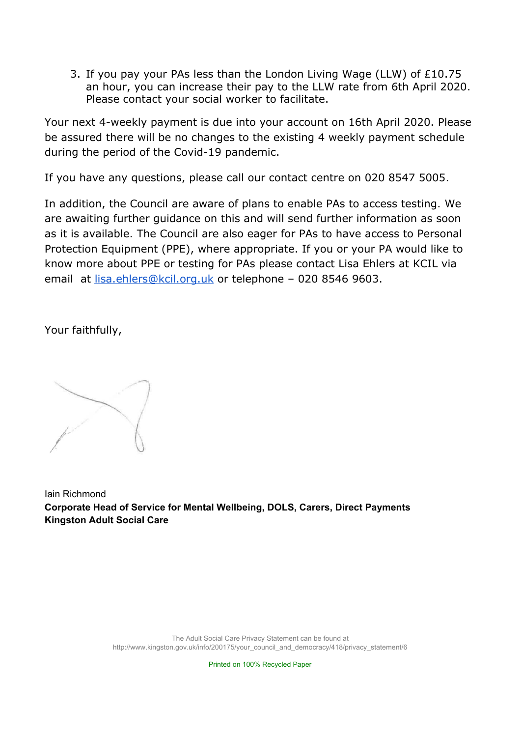3. If you pay your PAs less than the London Living Wage (LLW) of £10.75 an hour, you can increase their pay to the LLW rate from 6th April 2020. Please contact your social worker to facilitate.

Your next 4-weekly payment is due into your account on 16th April 2020. Please be assured there will be no changes to the existing 4 weekly payment schedule during the period of the Covid-19 pandemic.

If you have any questions, please call our contact centre on 020 8547 5005.

In addition, the Council are aware of plans to enable PAs to access testing. We are awaiting further guidance on this and will send further information as soon as it is available. The Council are also eager for PAs to have access to Personal Protection Equipment (PPE), where appropriate. If you or your PA would like to know more about PPE or testing for PAs please contact Lisa Ehlers at KCIL via email at lisa.ehlers@kcil.org.uk or telephone – 020 8546 9603.

Your faithfully,

Iain Richmond
**Corporate Head of Service for Mental Wellbeing, DOLS, Carers, Direct Payments**
**Kingston Adult Social Care**

The Adult Social Care Privacy Statement can be found at
http://www.kingston.gov.uk/info/200175/your_council_and_democracy/418/privacy_statement/6

Printed on 100% Recycled Paper